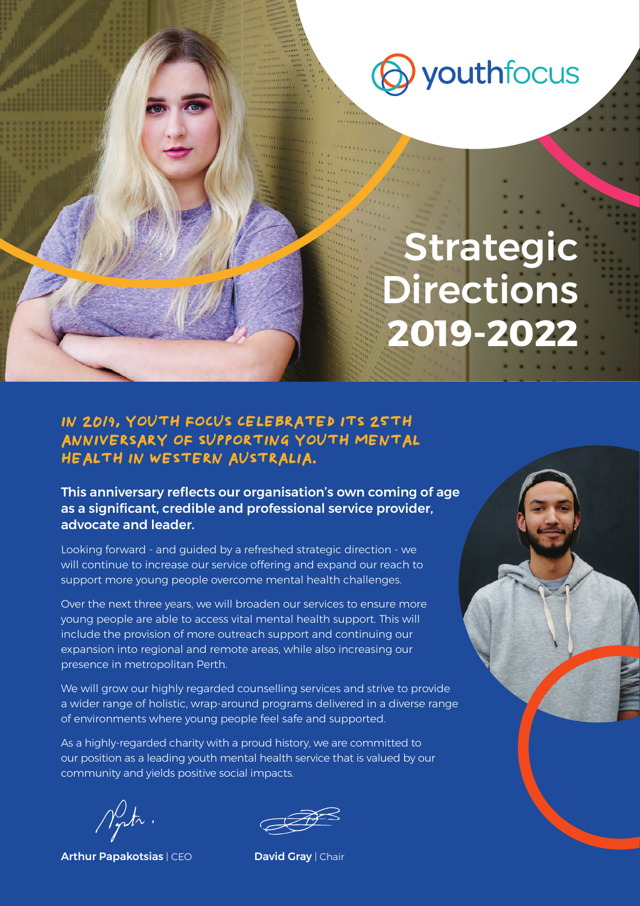youthfocus

# Strategic Directions 2019-2022

## IN 2019, YOUTH FOCUS CELEBRATED ITS 25TH ANNIVERSARY OF SUPPORTING YOUTH MENTAL HEALTH IN WESTERN AUSTRALIA.

**This anniversary reflects our organisation's own coming of age as a significant, credible and professional service provider, advocate and leader.**

Looking forward - and guided by a refreshed strategic direction - we will continue to increase our service offering and expand our reach to support more young people overcome mental health challenges.

Over the next three years, we will broaden our services to ensure more young people are able to access vital mental health support. This will include the provision of more outreach support and continuing our expansion into regional and remote areas, while also increasing our presence in metropolitan Perth.

We will grow our highly regarded counselling services and strive to provide a wider range of holistic, wrap-around programs delivered in a diverse range of environments where young people feel safe and supported.

As a highly-regarded charity with a proud history, we are committed to our position as a leading youth mental health service that is valued by our community and yields positive social impacts.

**Arthur Papakotsias** | CEO

**David Gray** | Chair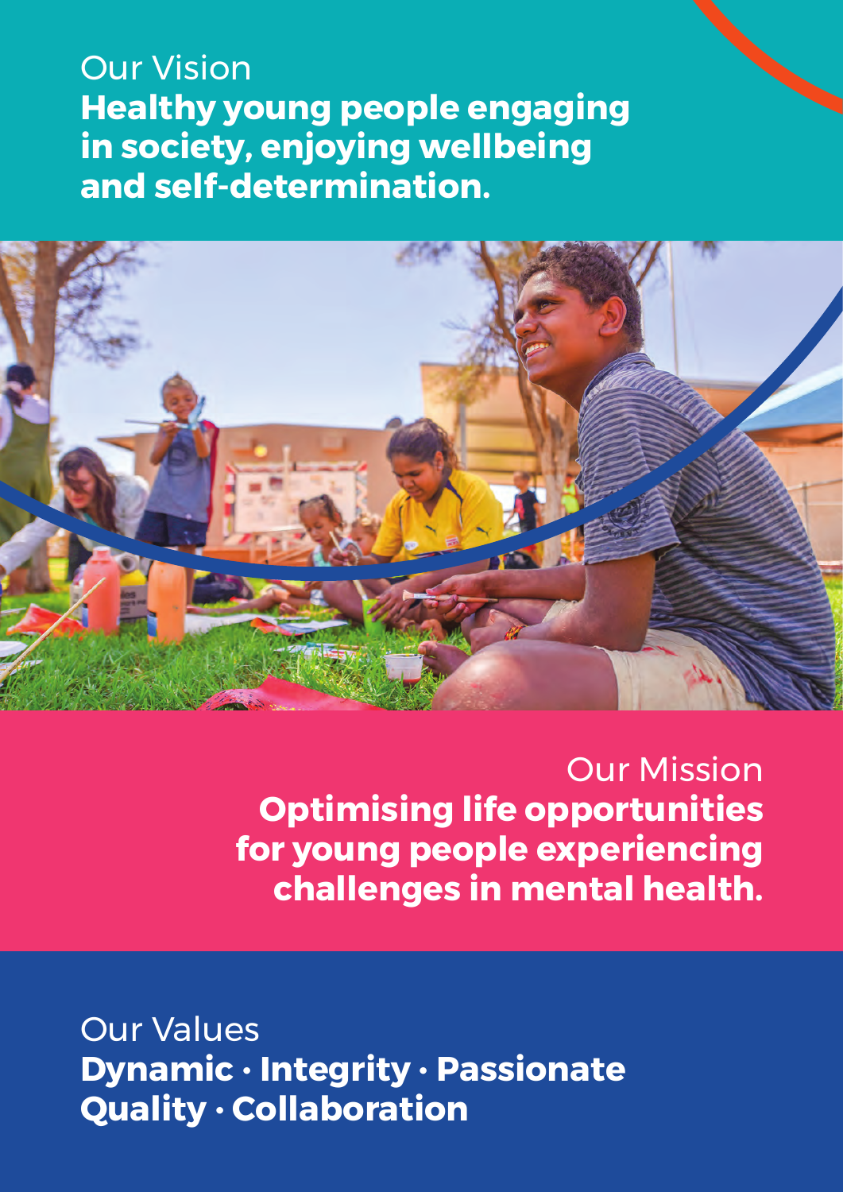## Our Vision

**Healthy young people engaging in society, enjoying wellbeing and self-determination.**

## Our Mission

**Optimising life opportunities for young people experiencing challenges in mental health.**

## Our Values

**Dynamic · Integrity · Passionate Quality · Collaboration**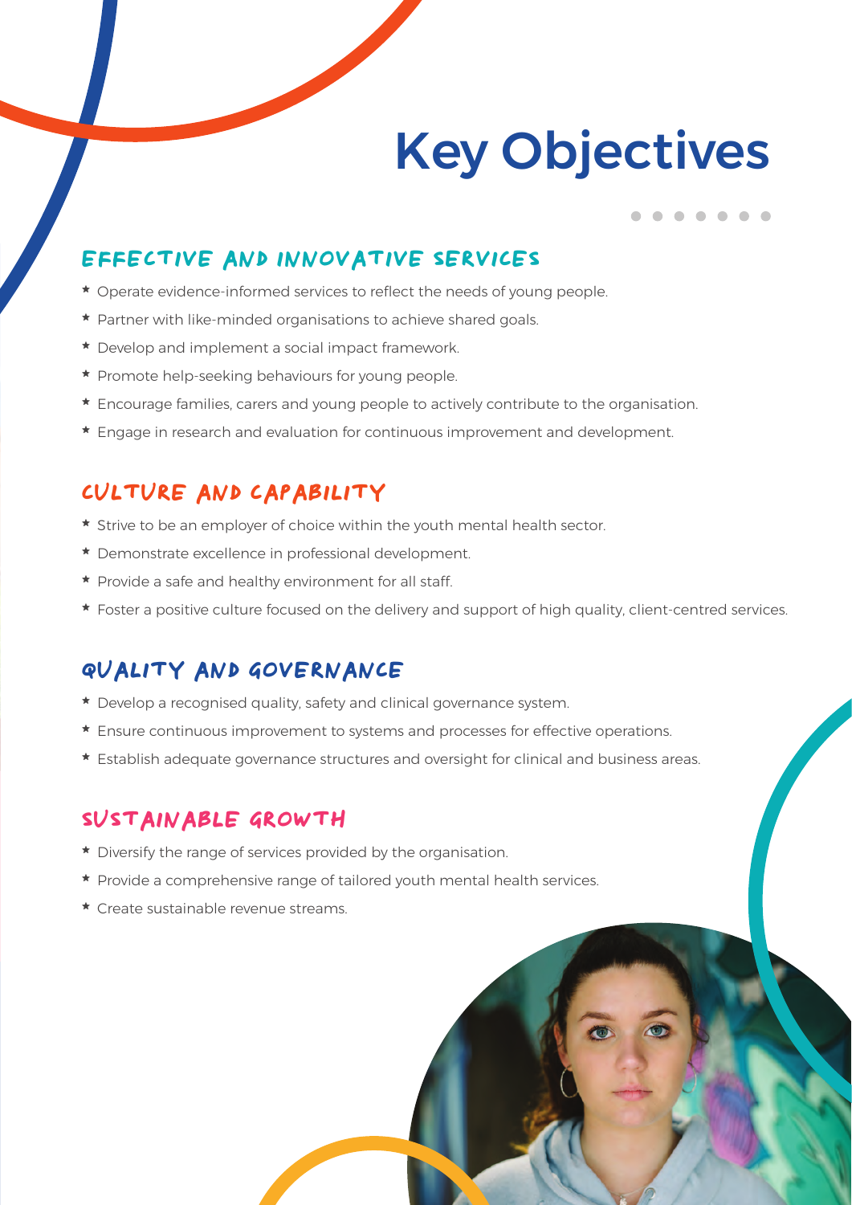# Key Objectives

## EFFECTIVE AND INNOVATIVE SERVICES

* Operate evidence-informed services to reflect the needs of young people.
* Partner with like-minded organisations to achieve shared goals.
* Develop and implement a social impact framework.
* Promote help-seeking behaviours for young people.
* Encourage families, carers and young people to actively contribute to the organisation.
* Engage in research and evaluation for continuous improvement and development.

## CULTURE AND CAPABILITY

* Strive to be an employer of choice within the youth mental health sector.
* Demonstrate excellence in professional development.
* Provide a safe and healthy environment for all staff.
* Foster a positive culture focused on the delivery and support of high quality, client-centred services.

## QUALITY AND GOVERNANCE

* Develop a recognised quality, safety and clinical governance system.
* Ensure continuous improvement to systems and processes for effective operations.
* Establish adequate governance structures and oversight for clinical and business areas.

## SUSTAINABLE GROWTH

* Diversify the range of services provided by the organisation.
* Provide a comprehensive range of tailored youth mental health services.
* Create sustainable revenue streams.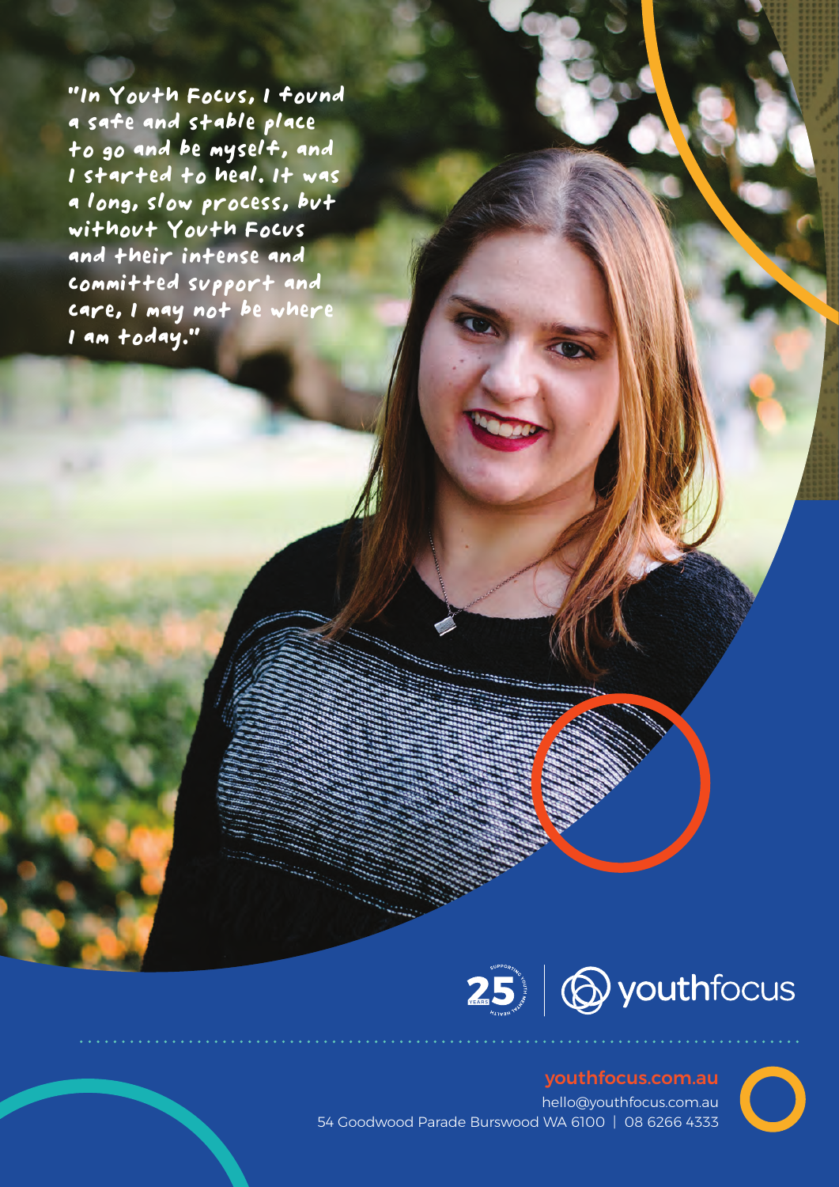"In Youth Focus, I found a safe and stable place to go and be myself, and I started to heal. It was a long, slow process, but without Youth Focus and their intense and committed support and care, I may not be where I am today."

25 YEARS SUPPORTING YOUTH MENTAL HEALTH | youthfocus

**youthfocus.com.au**

hello@youthfocus.com.au

54 Goodwood Parade Burswood WA 6100 | 08 6266 4333